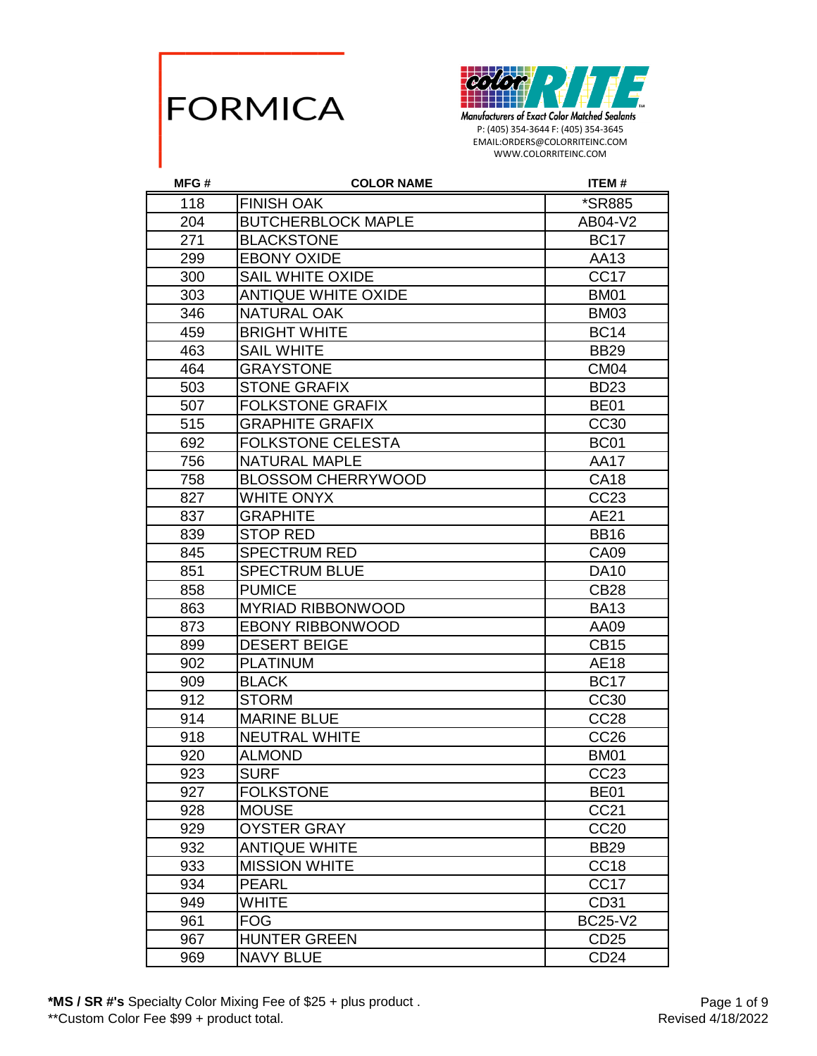# FORMICA

**colorRITE**
Manufacturers of Exact Color Matched Sealants
P: (405) 354-3644 F: (405) 354-3645
EMAIL:ORDERS@COLORRITEINC.COM
WWW.COLORRITEINC.COM

| MFG # | COLOR NAME | ITEM # |
|---|---|---|
| 118 | FINISH OAK | *SR885 |
| 204 | BUTCHERBLOCK MAPLE | AB04-V2 |
| 271 | BLACKSTONE | BC17 |
| 299 | EBONY OXIDE | AA13 |
| 300 | SAIL WHITE OXIDE | CC17 |
| 303 | ANTIQUE WHITE OXIDE | BM01 |
| 346 | NATURAL OAK | BM03 |
| 459 | BRIGHT WHITE | BC14 |
| 463 | SAIL WHITE | BB29 |
| 464 | GRAYSTONE | CM04 |
| 503 | STONE GRAFIX | BD23 |
| 507 | FOLKSTONE GRAFIX | BE01 |
| 515 | GRAPHITE GRAFIX | CC30 |
| 692 | FOLKSTONE CELESTA | BC01 |
| 756 | NATURAL MAPLE | AA17 |
| 758 | BLOSSOM CHERRYWOOD | CA18 |
| 827 | WHITE ONYX | CC23 |
| 837 | GRAPHITE | AE21 |
| 839 | STOP RED | BB16 |
| 845 | SPECTRUM RED | CA09 |
| 851 | SPECTRUM BLUE | DA10 |
| 858 | PUMICE | CB28 |
| 863 | MYRIAD RIBBONWOOD | BA13 |
| 873 | EBONY RIBBONWOOD | AA09 |
| 899 | DESERT BEIGE | CB15 |
| 902 | PLATINUM | AE18 |
| 909 | BLACK | BC17 |
| 912 | STORM | CC30 |
| 914 | MARINE BLUE | CC28 |
| 918 | NEUTRAL WHITE | CC26 |
| 920 | ALMOND | BM01 |
| 923 | SURF | CC23 |
| 927 | FOLKSTONE | BE01 |
| 928 | MOUSE | CC21 |
| 929 | OYSTER GRAY | CC20 |
| 932 | ANTIQUE WHITE | BB29 |
| 933 | MISSION WHITE | CC18 |
| 934 | PEARL | CC17 |
| 949 | WHITE | CD31 |
| 961 | FOG | BC25-V2 |
| 967 | HUNTER GREEN | CD25 |
| 969 | NAVY BLUE | CD24 |

**\*MS / SR #'s** Specialty Color Mixing Fee of $25 + plus product .
\*\*Custom Color Fee $99 + product total.

Revised 4/18/2022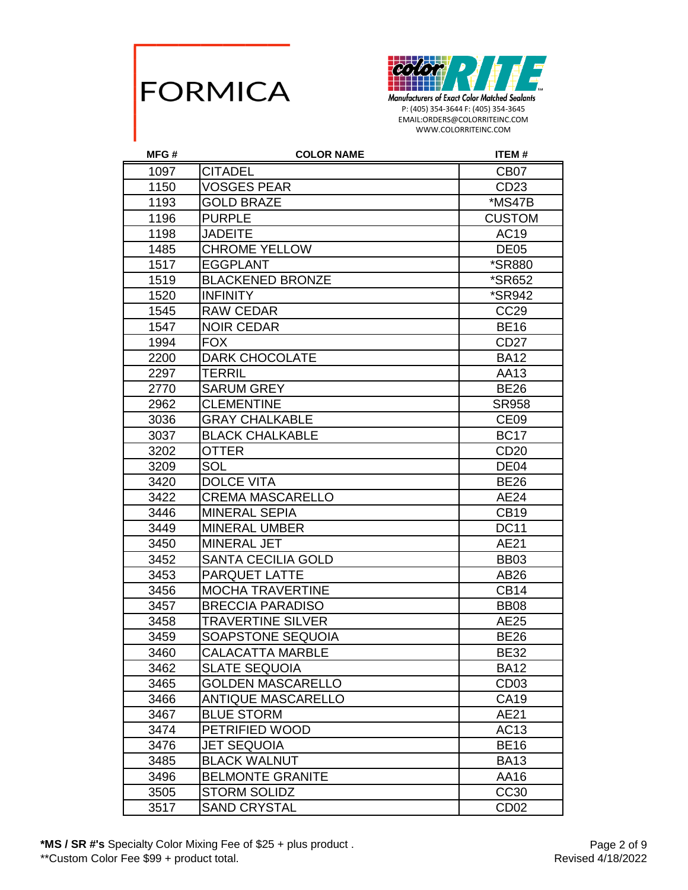FORMICA

colorRITE

Manufacturers of Exact Color Matched Sealants

P: (405) 354-3644 F: (405) 354-3645
EMAIL:ORDERS@COLORRITEINC.COM
WWW.COLORRITEINC.COM

| MFG # | COLOR NAME | ITEM # |
|---|---|---|
| 1097 | CITADEL | CB07 |
| 1150 | VOSGES PEAR | CD23 |
| 1193 | GOLD BRAZE | *MS47B |
| 1196 | PURPLE | CUSTOM |
| 1198 | JADEITE | AC19 |
| 1485 | CHROME YELLOW | DE05 |
| 1517 | EGGPLANT | *SR880 |
| 1519 | BLACKENED BRONZE | *SR652 |
| 1520 | INFINITY | *SR942 |
| 1545 | RAW CEDAR | CC29 |
| 1547 | NOIR CEDAR | BE16 |
| 1994 | FOX | CD27 |
| 2200 | DARK CHOCOLATE | BA12 |
| 2297 | TERRIL | AA13 |
| 2770 | SARUM GREY | BE26 |
| 2962 | CLEMENTINE | SR958 |
| 3036 | GRAY CHALKABLE | CE09 |
| 3037 | BLACK CHALKABLE | BC17 |
| 3202 | OTTER | CD20 |
| 3209 | SOL | DE04 |
| 3420 | DOLCE VITA | BE26 |
| 3422 | CREMA MASCARELLO | AE24 |
| 3446 | MINERAL SEPIA | CB19 |
| 3449 | MINERAL UMBER | DC11 |
| 3450 | MINERAL JET | AE21 |
| 3452 | SANTA CECILIA GOLD | BB03 |
| 3453 | PARQUET LATTE | AB26 |
| 3456 | MOCHA TRAVERTINE | CB14 |
| 3457 | BRECCIA PARADISO | BB08 |
| 3458 | TRAVERTINE SILVER | AE25 |
| 3459 | SOAPSTONE SEQUOIA | BE26 |
| 3460 | CALACATTA MARBLE | BE32 |
| 3462 | SLATE SEQUOIA | BA12 |
| 3465 | GOLDEN MASCARELLO | CD03 |
| 3466 | ANTIQUE MASCARELLO | CA19 |
| 3467 | BLUE STORM | AE21 |
| 3474 | PETRIFIED WOOD | AC13 |
| 3476 | JET SEQUOIA | BE16 |
| 3485 | BLACK WALNUT | BA13 |
| 3496 | BELMONTE GRANITE | AA16 |
| 3505 | STORM SOLIDZ | CC30 |
| 3517 | SAND CRYSTAL | CD02 |

**\*MS / SR #'s** Specialty Color Mixing Fee of $25 + plus product .
\*\*Custom Color Fee $99 + product total.

Revised 4/18/2022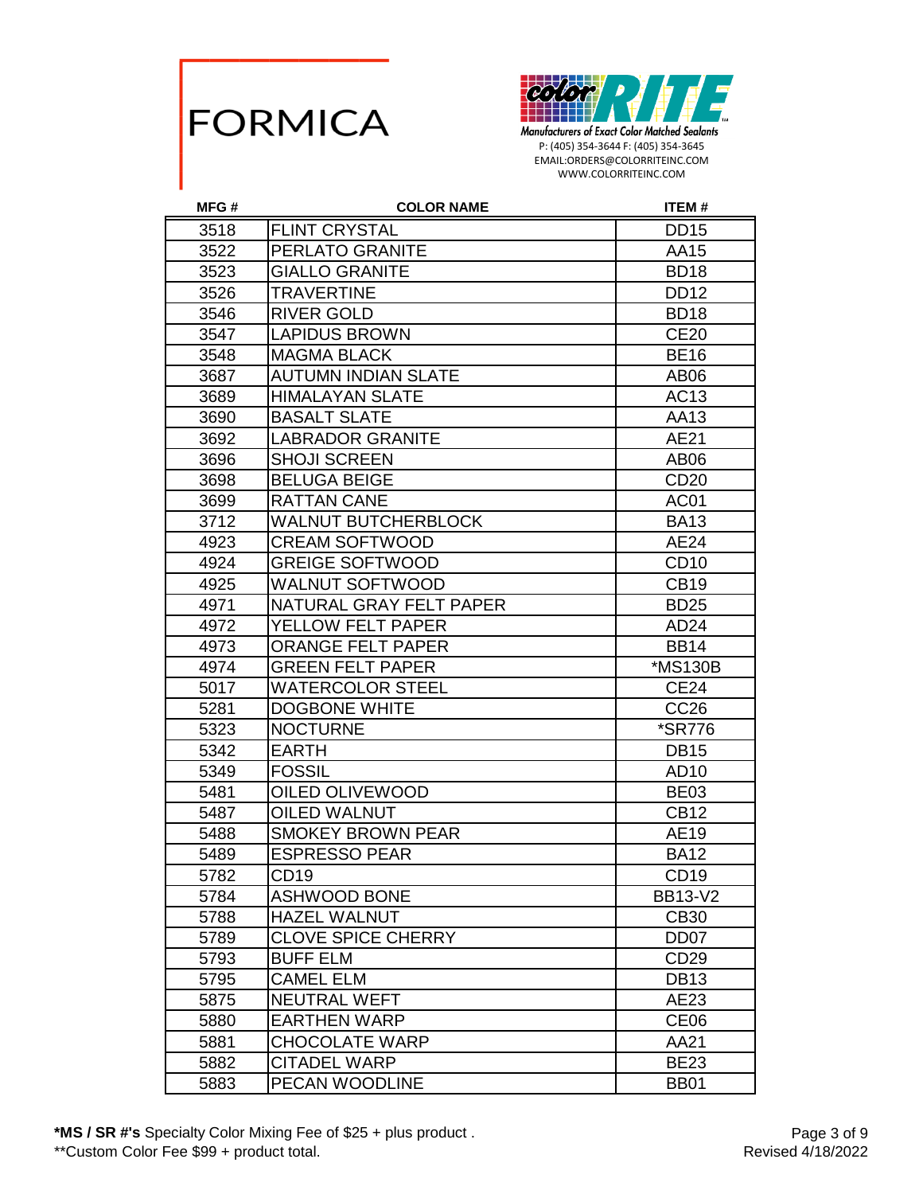FORMICA

color RITE

Manufacturers of Exact Color Matched Sealants

P: (405) 354-3644 F: (405) 354-3645

EMAIL:ORDERS@COLORRITEINC.COM

WWW.COLORRITEINC.COM

| MFG # | COLOR NAME | ITEM # |
|---|---|---|
| 3518 | FLINT CRYSTAL | DD15 |
| 3522 | PERLATO GRANITE | AA15 |
| 3523 | GIALLO GRANITE | BD18 |
| 3526 | TRAVERTINE | DD12 |
| 3546 | RIVER GOLD | BD18 |
| 3547 | LAPIDUS BROWN | CE20 |
| 3548 | MAGMA BLACK | BE16 |
| 3687 | AUTUMN INDIAN SLATE | AB06 |
| 3689 | HIMALAYAN SLATE | AC13 |
| 3690 | BASALT SLATE | AA13 |
| 3692 | LABRADOR GRANITE | AE21 |
| 3696 | SHOJI SCREEN | AB06 |
| 3698 | BELUGA BEIGE | CD20 |
| 3699 | RATTAN CANE | AC01 |
| 3712 | WALNUT BUTCHERBLOCK | BA13 |
| 4923 | CREAM SOFTWOOD | AE24 |
| 4924 | GREIGE SOFTWOOD | CD10 |
| 4925 | WALNUT SOFTWOOD | CB19 |
| 4971 | NATURAL GRAY FELT PAPER | BD25 |
| 4972 | YELLOW FELT PAPER | AD24 |
| 4973 | ORANGE FELT PAPER | BB14 |
| 4974 | GREEN FELT PAPER | *MS130B |
| 5017 | WATERCOLOR STEEL | CE24 |
| 5281 | DOGBONE WHITE | CC26 |
| 5323 | NOCTURNE | *SR776 |
| 5342 | EARTH | DB15 |
| 5349 | FOSSIL | AD10 |
| 5481 | OILED OLIVEWOOD | BE03 |
| 5487 | OILED WALNUT | CB12 |
| 5488 | SMOKEY BROWN PEAR | AE19 |
| 5489 | ESPRESSO PEAR | BA12 |
| 5782 | CD19 | CD19 |
| 5784 | ASHWOOD BONE | BB13-V2 |
| 5788 | HAZEL WALNUT | CB30 |
| 5789 | CLOVE SPICE CHERRY | DD07 |
| 5793 | BUFF ELM | CD29 |
| 5795 | CAMEL ELM | DB13 |
| 5875 | NEUTRAL WEFT | AE23 |
| 5880 | EARTHEN WARP | CE06 |
| 5881 | CHOCOLATE WARP | AA21 |
| 5882 | CITADEL WARP | BE23 |
| 5883 | PECAN WOODLINE | BB01 |

**\*MS / SR #'s** Specialty Color Mixing Fee of $25 + plus product .

**Custom Color Fee $99 + product total.

Revised 4/18/2022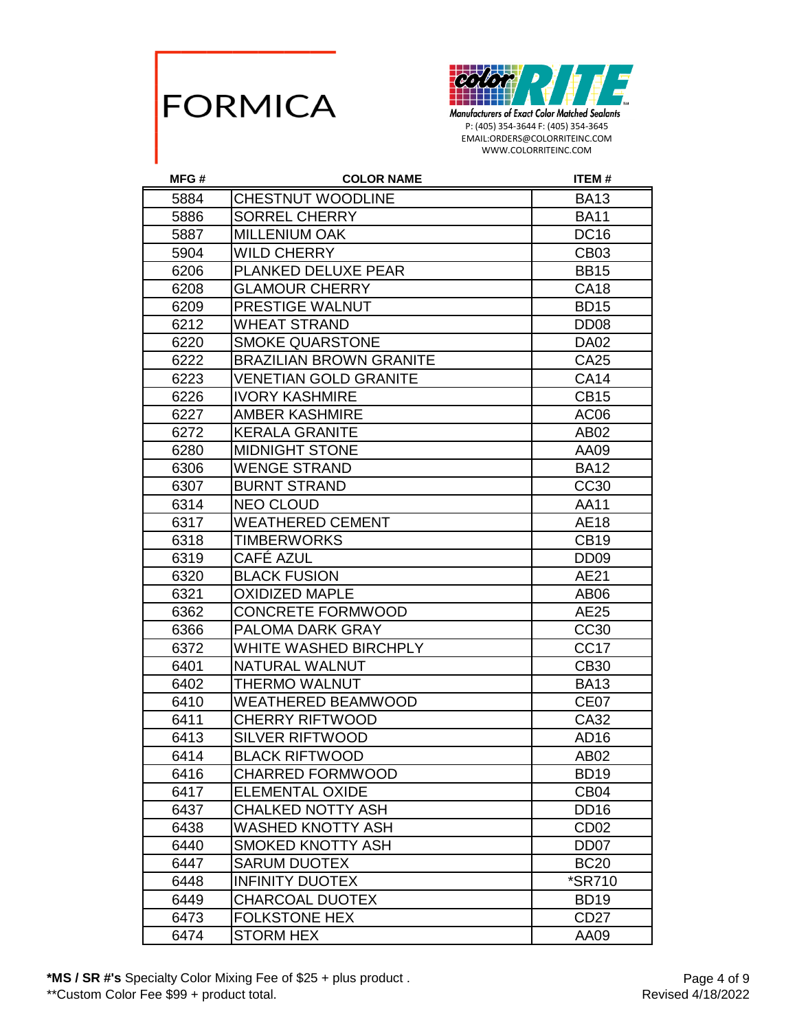# FORMICA

**color RITE**
Manufacturers of Exact Color Matched Sealants
P: (405) 354-3644 F: (405) 354-3645
EMAIL:ORDERS@COLORRITEINC.COM
WWW.COLORRITEINC.COM

| MFG # | COLOR NAME | ITEM # |
|---|---|---|
| 5884 | CHESTNUT WOODLINE | BA13 |
| 5886 | SORREL CHERRY | BA11 |
| 5887 | MILLENIUM OAK | DC16 |
| 5904 | WILD CHERRY | CB03 |
| 6206 | PLANKED DELUXE PEAR | BB15 |
| 6208 | GLAMOUR CHERRY | CA18 |
| 6209 | PRESTIGE WALNUT | BD15 |
| 6212 | WHEAT STRAND | DD08 |
| 6220 | SMOKE QUARSTONE | DA02 |
| 6222 | BRAZILIAN BROWN GRANITE | CA25 |
| 6223 | VENETIAN GOLD GRANITE | CA14 |
| 6226 | IVORY KASHMIRE | CB15 |
| 6227 | AMBER KASHMIRE | AC06 |
| 6272 | KERALA GRANITE | AB02 |
| 6280 | MIDNIGHT STONE | AA09 |
| 6306 | WENGE STRAND | BA12 |
| 6307 | BURNT STRAND | CC30 |
| 6314 | NEO CLOUD | AA11 |
| 6317 | WEATHERED CEMENT | AE18 |
| 6318 | TIMBERWORKS | CB19 |
| 6319 | CAFÉ AZUL | DD09 |
| 6320 | BLACK FUSION | AE21 |
| 6321 | OXIDIZED MAPLE | AB06 |
| 6362 | CONCRETE FORMWOOD | AE25 |
| 6366 | PALOMA DARK GRAY | CC30 |
| 6372 | WHITE WASHED BIRCHPLY | CC17 |
| 6401 | NATURAL WALNUT | CB30 |
| 6402 | THERMO WALNUT | BA13 |
| 6410 | WEATHERED BEAMWOOD | CE07 |
| 6411 | CHERRY RIFTWOOD | CA32 |
| 6413 | SILVER RIFTWOOD | AD16 |
| 6414 | BLACK RIFTWOOD | AB02 |
| 6416 | CHARRED FORMWOOD | BD19 |
| 6417 | ELEMENTAL OXIDE | CB04 |
| 6437 | CHALKED NOTTY ASH | DD16 |
| 6438 | WASHED KNOTTY ASH | CD02 |
| 6440 | SMOKED KNOTTY ASH | DD07 |
| 6447 | SARUM DUOTEX | BC20 |
| 6448 | INFINITY DUOTEX | *SR710 |
| 6449 | CHARCOAL DUOTEX | BD19 |
| 6473 | FOLKSTONE HEX | CD27 |
| 6474 | STORM HEX | AA09 |

***MS / SR #'s** Specialty Color Mixing Fee of $25 + plus product .
**Custom Color Fee $99 + product total.

Revised 4/18/2022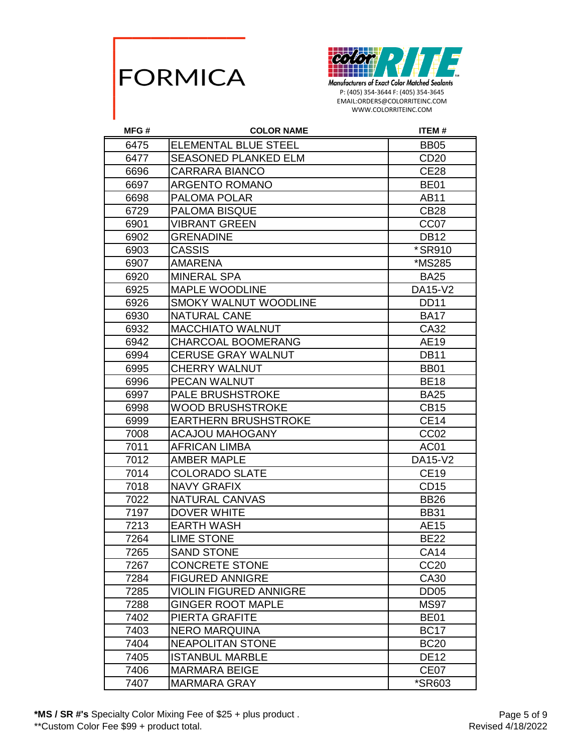# FORMICA

**colorRITE**
Manufacturers of Exact Color Matched Sealants
P: (405) 354-3644 F: (405) 354-3645
EMAIL:ORDERS@COLORRITEINC.COM
WWW.COLORRITEINC.COM

| MFG # | COLOR NAME | ITEM # |
|---|---|---|
| 6475 | ELEMENTAL BLUE STEEL | BB05 |
| 6477 | SEASONED PLANKED ELM | CD20 |
| 6696 | CARRARA BIANCO | CE28 |
| 6697 | ARGENTO ROMANO | BE01 |
| 6698 | PALOMA POLAR | AB11 |
| 6729 | PALOMA BISQUE | CB28 |
| 6901 | VIBRANT GREEN | CC07 |
| 6902 | GRENADINE | DB12 |
| 6903 | CASSIS | *SR910 |
| 6907 | AMARENA | *MS285 |
| 6920 | MINERAL SPA | BA25 |
| 6925 | MAPLE WOODLINE | DA15-V2 |
| 6926 | SMOKY WALNUT WOODLINE | DD11 |
| 6930 | NATURAL CANE | BA17 |
| 6932 | MACCHIATO WALNUT | CA32 |
| 6942 | CHARCOAL BOOMERANG | AE19 |
| 6994 | CERUSE GRAY WALNUT | DB11 |
| 6995 | CHERRY WALNUT | BB01 |
| 6996 | PECAN WALNUT | BE18 |
| 6997 | PALE BRUSHSTROKE | BA25 |
| 6998 | WOOD BRUSHSTROKE | CB15 |
| 6999 | EARTHERN BRUSHSTROKE | CE14 |
| 7008 | ACAJOU MAHOGANY | CC02 |
| 7011 | AFRICAN LIMBA | AC01 |
| 7012 | AMBER MAPLE | DA15-V2 |
| 7014 | COLORADO SLATE | CE19 |
| 7018 | NAVY GRAFIX | CD15 |
| 7022 | NATURAL CANVAS | BB26 |
| 7197 | DOVER WHITE | BB31 |
| 7213 | EARTH WASH | AE15 |
| 7264 | LIME STONE | BE22 |
| 7265 | SAND STONE | CA14 |
| 7267 | CONCRETE STONE | CC20 |
| 7284 | FIGURED ANNIGRE | CA30 |
| 7285 | VIOLIN FIGURED ANNIGRE | DD05 |
| 7288 | GINGER ROOT MAPLE | MS97 |
| 7402 | PIERTA GRAFITE | BE01 |
| 7403 | NERO MARQUINA | BC17 |
| 7404 | NEAPOLITAN STONE | BC20 |
| 7405 | ISTANBUL MARBLE | DE12 |
| 7406 | MARMARA BEIGE | CE07 |
| 7407 | MARMARA GRAY | *SR603 |

**\*MS / SR #'s** Specialty Color Mixing Fee of $25 + plus product .
**Custom Color Fee $99 + product total.

Revised 4/18/2022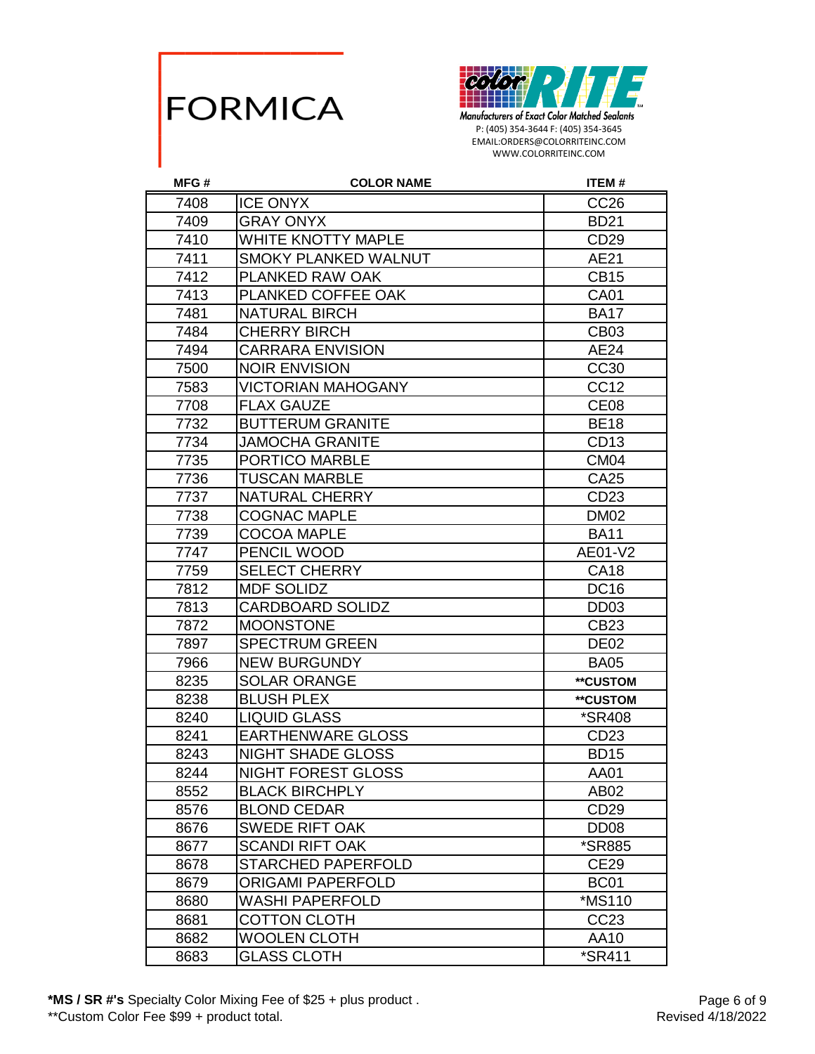FORMICA

color RITE
Manufacturers of Exact Color Matched Sealants
P: (405) 354-3644 F: (405) 354-3645
EMAIL:ORDERS@COLORRITEINC.COM
WWW.COLORRITEINC.COM

| MFG # | COLOR NAME | ITEM # |
|---|---|---|
| 7408 | ICE ONYX | CC26 |
| 7409 | GRAY ONYX | BD21 |
| 7410 | WHITE KNOTTY MAPLE | CD29 |
| 7411 | SMOKY PLANKED WALNUT | AE21 |
| 7412 | PLANKED RAW OAK | CB15 |
| 7413 | PLANKED COFFEE OAK | CA01 |
| 7481 | NATURAL BIRCH | BA17 |
| 7484 | CHERRY BIRCH | CB03 |
| 7494 | CARRARA ENVISION | AE24 |
| 7500 | NOIR ENVISION | CC30 |
| 7583 | VICTORIAN MAHOGANY | CC12 |
| 7708 | FLAX GAUZE | CE08 |
| 7732 | BUTTERUM GRANITE | BE18 |
| 7734 | JAMOCHA GRANITE | CD13 |
| 7735 | PORTICO MARBLE | CM04 |
| 7736 | TUSCAN MARBLE | CA25 |
| 7737 | NATURAL CHERRY | CD23 |
| 7738 | COGNAC MAPLE | DM02 |
| 7739 | COCOA MAPLE | BA11 |
| 7747 | PENCIL WOOD | AE01-V2 |
| 7759 | SELECT CHERRY | CA18 |
| 7812 | MDF SOLIDZ | DC16 |
| 7813 | CARDBOARD SOLIDZ | DD03 |
| 7872 | MOONSTONE | CB23 |
| 7897 | SPECTRUM GREEN | DE02 |
| 7966 | NEW BURGUNDY | BA05 |
| 8235 | SOLAR ORANGE | **CUSTOM |
| 8238 | BLUSH PLEX | **CUSTOM |
| 8240 | LIQUID GLASS | *SR408 |
| 8241 | EARTHENWARE GLOSS | CD23 |
| 8243 | NIGHT SHADE GLOSS | BD15 |
| 8244 | NIGHT FOREST GLOSS | AA01 |
| 8552 | BLACK BIRCHPLY | AB02 |
| 8576 | BLOND CEDAR | CD29 |
| 8676 | SWEDE RIFT OAK | DD08 |
| 8677 | SCANDI RIFT OAK | *SR885 |
| 8678 | STARCHED PAPERFOLD | CE29 |
| 8679 | ORIGAMI PAPERFOLD | BC01 |
| 8680 | WASHI PAPERFOLD | *MS110 |
| 8681 | COTTON CLOTH | CC23 |
| 8682 | WOOLEN CLOTH | AA10 |
| 8683 | GLASS CLOTH | *SR411 |

**\*MS / SR #'s** Specialty Color Mixing Fee of $25 + plus product .
**Custom Color Fee $99 + product total.

Revised 4/18/2022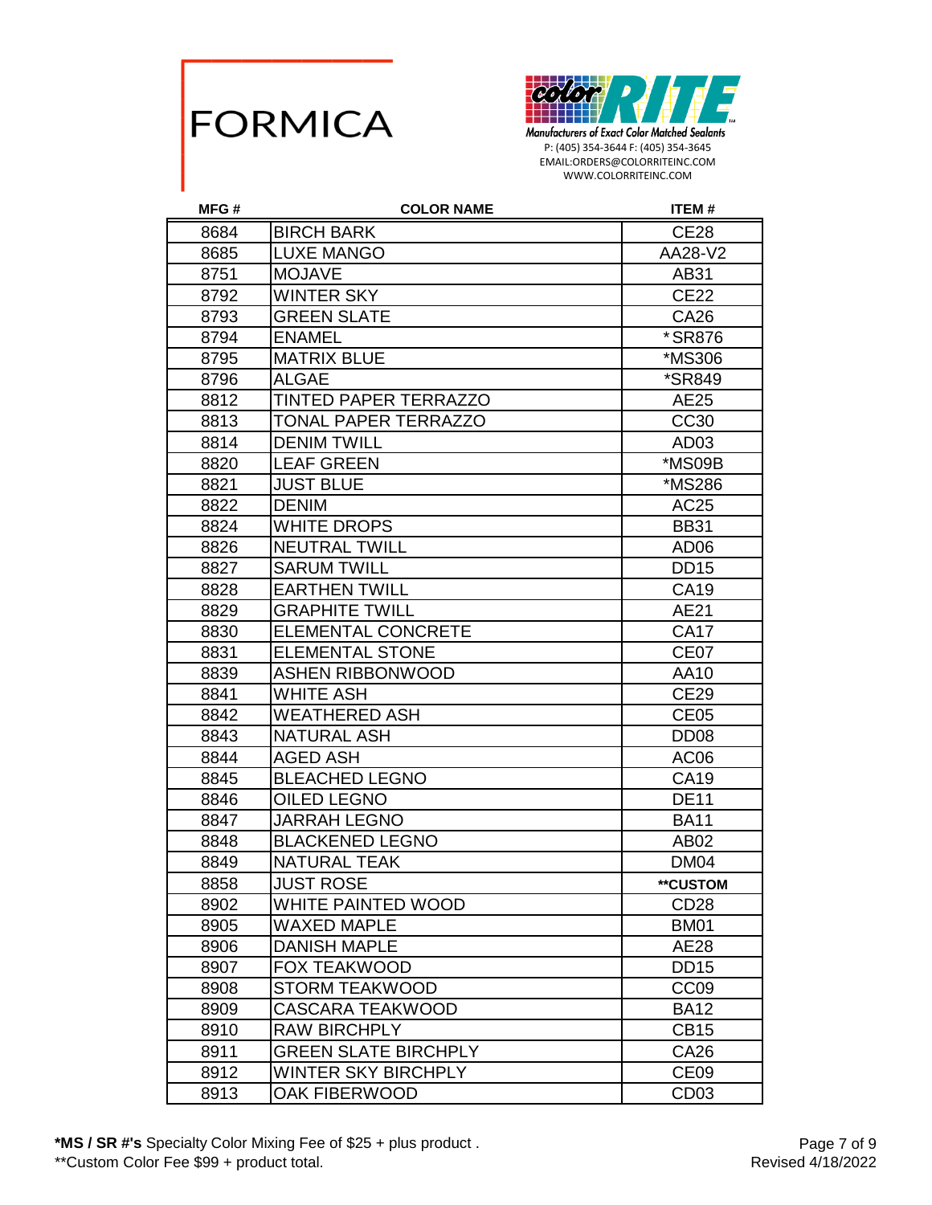# FORMICA

**color RITE**

Manufacturers of Exact Color Matched Sealants

P: (405) 354-3644 F: (405) 354-3645

EMAIL:ORDERS@COLORRITEINC.COM

WWW.COLORRITEINC.COM

| MFG # | COLOR NAME | ITEM # |
|---|---|---|
| 8684 | BIRCH BARK | CE28 |
| 8685 | LUXE MANGO | AA28-V2 |
| 8751 | MOJAVE | AB31 |
| 8792 | WINTER SKY | CE22 |
| 8793 | GREEN SLATE | CA26 |
| 8794 | ENAMEL | * SR876 |
| 8795 | MATRIX BLUE | *MS306 |
| 8796 | ALGAE | *SR849 |
| 8812 | TINTED PAPER TERRAZZO | AE25 |
| 8813 | TONAL PAPER TERRAZZO | CC30 |
| 8814 | DENIM TWILL | AD03 |
| 8820 | LEAF GREEN | *MS09B |
| 8821 | JUST BLUE | *MS286 |
| 8822 | DENIM | AC25 |
| 8824 | WHITE DROPS | BB31 |
| 8826 | NEUTRAL TWILL | AD06 |
| 8827 | SARUM TWILL | DD15 |
| 8828 | EARTHEN TWILL | CA19 |
| 8829 | GRAPHITE TWILL | AE21 |
| 8830 | ELEMENTAL CONCRETE | CA17 |
| 8831 | ELEMENTAL STONE | CE07 |
| 8839 | ASHEN RIBBONWOOD | AA10 |
| 8841 | WHITE ASH | CE29 |
| 8842 | WEATHERED ASH | CE05 |
| 8843 | NATURAL ASH | DD08 |
| 8844 | AGED ASH | AC06 |
| 8845 | BLEACHED LEGNO | CA19 |
| 8846 | OILED LEGNO | DE11 |
| 8847 | JARRAH LEGNO | BA11 |
| 8848 | BLACKENED LEGNO | AB02 |
| 8849 | NATURAL TEAK | DM04 |
| 8858 | JUST ROSE | **CUSTOM |
| 8902 | WHITE PAINTED WOOD | CD28 |
| 8905 | WAXED MAPLE | BM01 |
| 8906 | DANISH MAPLE | AE28 |
| 8907 | FOX TEAKWOOD | DD15 |
| 8908 | STORM TEAKWOOD | CC09 |
| 8909 | CASCARA TEAKWOOD | BA12 |
| 8910 | RAW BIRCHPLY | CB15 |
| 8911 | GREEN SLATE BIRCHPLY | CA26 |
| 8912 | WINTER SKY BIRCHPLY | CE09 |
| 8913 | OAK FIBERWOOD | CD03 |

**\*MS / SR #'s** Specialty Color Mixing Fee of $25 + plus product .

**Custom Color Fee $99 + product total.

Revised 4/18/2022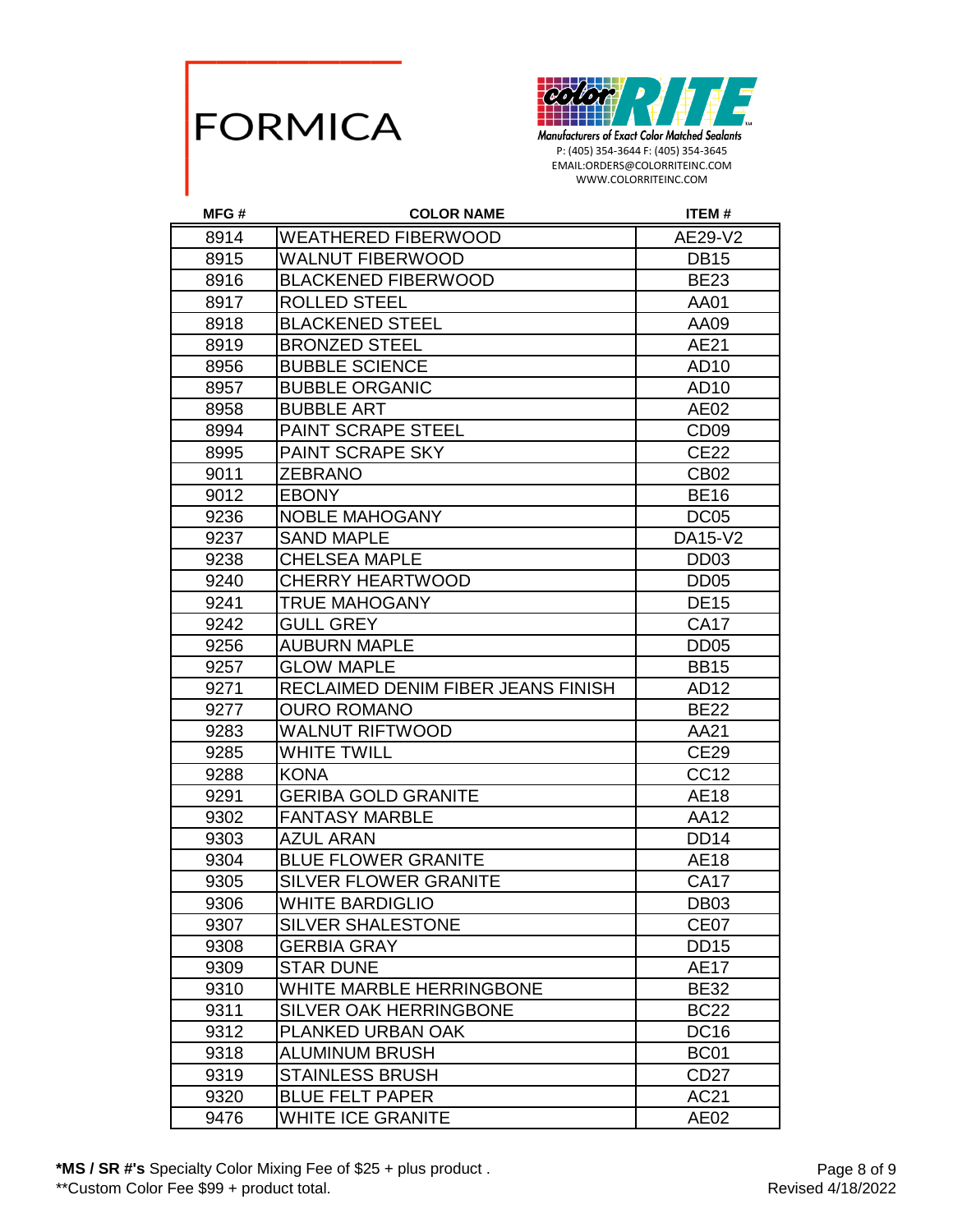# FORMICA

**color RITE**
Manufacturers of Exact Color Matched Sealants
P: (405) 354-3644 F: (405) 354-3645
EMAIL:ORDERS@COLORRITEINC.COM
WWW.COLORRITEINC.COM

| MFG # | COLOR NAME | ITEM # |
|---|---|---|
| 8914 | WEATHERED FIBERWOOD | AE29-V2 |
| 8915 | WALNUT FIBERWOOD | DB15 |
| 8916 | BLACKENED FIBERWOOD | BE23 |
| 8917 | ROLLED STEEL | AA01 |
| 8918 | BLACKENED STEEL | AA09 |
| 8919 | BRONZED STEEL | AE21 |
| 8956 | BUBBLE SCIENCE | AD10 |
| 8957 | BUBBLE ORGANIC | AD10 |
| 8958 | BUBBLE ART | AE02 |
| 8994 | PAINT SCRAPE STEEL | CD09 |
| 8995 | PAINT SCRAPE SKY | CE22 |
| 9011 | ZEBRANO | CB02 |
| 9012 | EBONY | BE16 |
| 9236 | NOBLE MAHOGANY | DC05 |
| 9237 | SAND MAPLE | DA15-V2 |
| 9238 | CHELSEA MAPLE | DD03 |
| 9240 | CHERRY HEARTWOOD | DD05 |
| 9241 | TRUE MAHOGANY | DE15 |
| 9242 | GULL GREY | CA17 |
| 9256 | AUBURN MAPLE | DD05 |
| 9257 | GLOW MAPLE | BB15 |
| 9271 | RECLAIMED DENIM FIBER JEANS FINISH | AD12 |
| 9277 | OURO ROMANO | BE22 |
| 9283 | WALNUT RIFTWOOD | AA21 |
| 9285 | WHITE TWILL | CE29 |
| 9288 | KONA | CC12 |
| 9291 | GERIBA GOLD GRANITE | AE18 |
| 9302 | FANTASY MARBLE | AA12 |
| 9303 | AZUL ARAN | DD14 |
| 9304 | BLUE FLOWER GRANITE | AE18 |
| 9305 | SILVER FLOWER GRANITE | CA17 |
| 9306 | WHITE BARDIGLIO | DB03 |
| 9307 | SILVER SHALESTONE | CE07 |
| 9308 | GERBIA GRAY | DD15 |
| 9309 | STAR DUNE | AE17 |
| 9310 | WHITE MARBLE HERRINGBONE | BE32 |
| 9311 | SILVER OAK HERRINGBONE | BC22 |
| 9312 | PLANKED URBAN OAK | DC16 |
| 9318 | ALUMINUM BRUSH | BC01 |
| 9319 | STAINLESS BRUSH | CD27 |
| 9320 | BLUE FELT PAPER | AC21 |
| 9476 | WHITE ICE GRANITE | AE02 |

**\*MS / SR #'s** Specialty Color Mixing Fee of $25 + plus product .
\*\*Custom Color Fee $99 + product total.

Revised 4/18/2022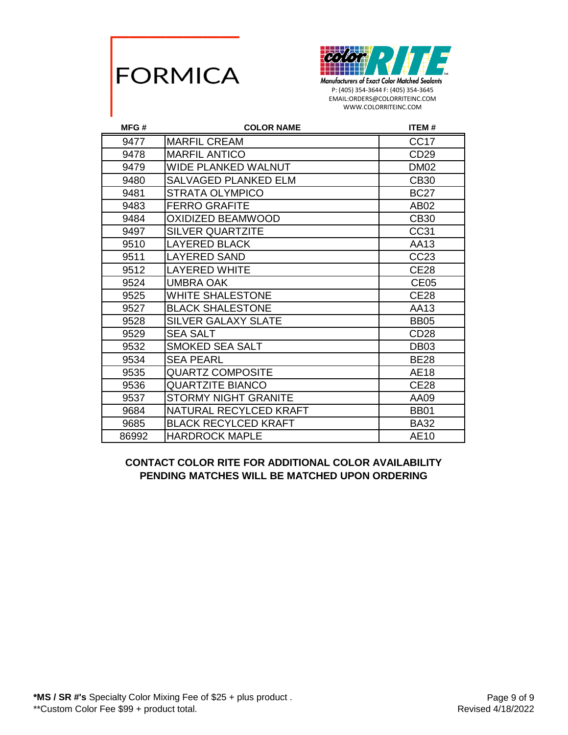FORMICA

Manufacturers of Exact Color Matched Sealants
P: (405) 354-3644 F: (405) 354-3645
EMAIL:ORDERS@COLORRITEINC.COM
WWW.COLORRITEINC.COM

| MFG # | COLOR NAME | ITEM # |
|---|---|---|
| 9477 | MARFIL CREAM | CC17 |
| 9478 | MARFIL ANTICO | CD29 |
| 9479 | WIDE PLANKED WALNUT | DM02 |
| 9480 | SALVAGED PLANKED ELM | CB30 |
| 9481 | STRATA OLYMPICO | BC27 |
| 9483 | FERRO GRAFITE | AB02 |
| 9484 | OXIDIZED BEAMWOOD | CB30 |
| 9497 | SILVER QUARTZITE | CC31 |
| 9510 | LAYERED BLACK | AA13 |
| 9511 | LAYERED SAND | CC23 |
| 9512 | LAYERED WHITE | CE28 |
| 9524 | UMBRA OAK | CE05 |
| 9525 | WHITE SHALESTONE | CE28 |
| 9527 | BLACK SHALESTONE | AA13 |
| 9528 | SILVER GALAXY SLATE | BB05 |
| 9529 | SEA SALT | CD28 |
| 9532 | SMOKED SEA SALT | DB03 |
| 9534 | SEA PEARL | BE28 |
| 9535 | QUARTZ COMPOSITE | AE18 |
| 9536 | QUARTZITE BIANCO | CE28 |
| 9537 | STORMY NIGHT GRANITE | AA09 |
| 9684 | NATURAL RECYLCED KRAFT | BB01 |
| 9685 | BLACK RECYLCED KRAFT | BA32 |
| 86992 | HARDROCK MAPLE | AE10 |

**CONTACT COLOR RITE FOR ADDITIONAL COLOR AVAILABILITY**
**PENDING MATCHES WILL BE MATCHED UPON ORDERING**

**\*MS / SR #'s** Specialty Color Mixing Fee of $25 + plus product .
**Custom Color Fee $99 + product total.

Revised 4/18/2022